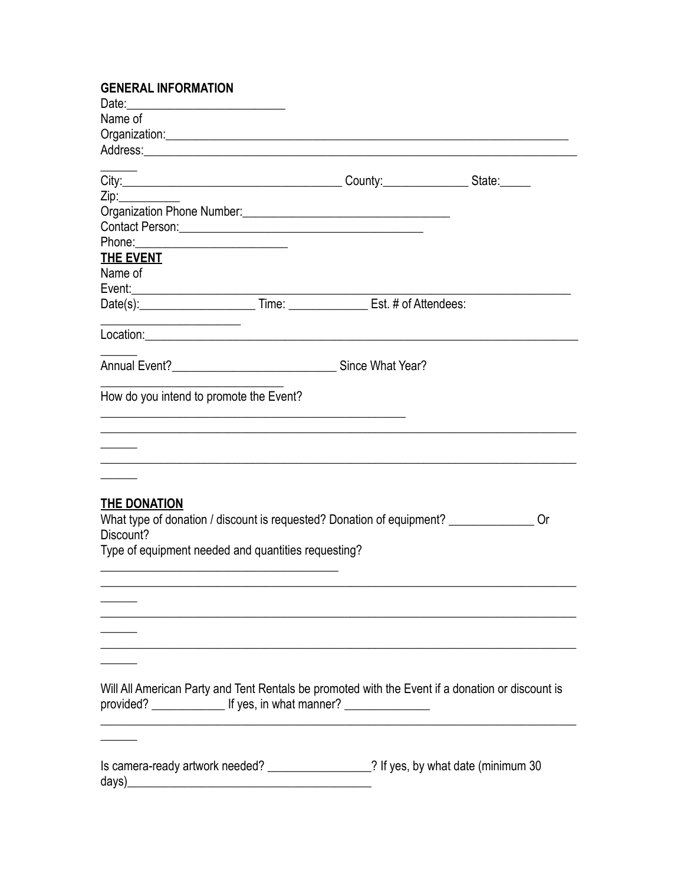**GENERAL INFORMATION**

Date:_________________________

Name of Organization:_______________________________________________________________

Address:_____________________________________________________________________

City:____________________________________ County:______________ State:_____

Zip:__________

Organization Phone Number:__________________________________

Contact Person:________________________________________

Phone:________________________

**THE EVENT**

Name of Event:_______________________________________________________________________

Date(s):___________________ Time: _____________ Est. # of Attendees: _______________________

Location:____________________________________________________________________

Annual Event?__________________________ Since What Year? ____________________________

How do you intend to promote the Event? __________________________________________________

___________________________________________________________________________

___________________________________________________________________________

**THE DONATION**

What type of donation / discount is requested? Donation of equipment? ______________ Or Discount?

Type of equipment needed and quantities requesting? ______________________________________

___________________________________________________________________________

___________________________________________________________________________

___________________________________________________________________________

Will All American Party and Tent Rentals be promoted with the Event if a donation or discount is provided? ____________ If yes, in what manner? ______________

___________________________________________________________________________

Is camera-ready artwork needed? _________________? If yes, by what date (minimum 30 days)________________________________________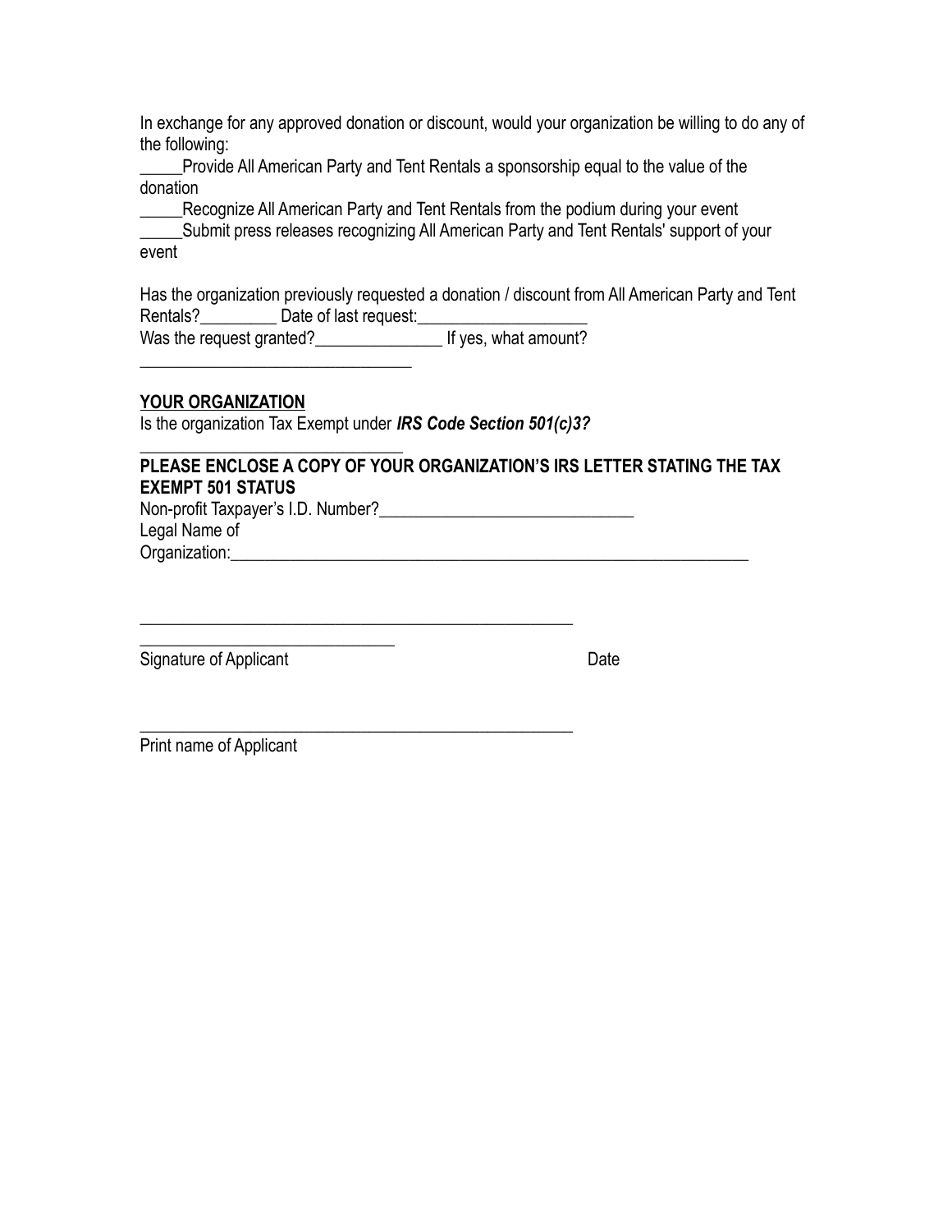In exchange for any approved donation or discount, would your organization be willing to do any of the following:

_____Provide All American Party and Tent Rentals a sponsorship equal to the value of the donation

_____Recognize All American Party and Tent Rentals from the podium during your event

_____Submit press releases recognizing All American Party and Tent Rentals' support of your event

Has the organization previously requested a donation / discount from All American Party and Tent Rentals?_________ Date of last request:___________________

Was the request granted?_______________ If yes, what amount?

________________________________

**YOUR ORGANIZATION**

Is the organization Tax Exempt under ***IRS Code Section 501(c)3?***

_______________________________

**PLEASE ENCLOSE A COPY OF YOUR ORGANIZATION'S IRS LETTER STATING THE TAX EXEMPT 501 STATUS**

Non-profit Taxpayer's I.D. Number?_____________________________

Legal Name of Organization:_____________________________________________________________

___________________________________________________

______________________________

Signature of Applicant Date

___________________________________________________

Print name of Applicant